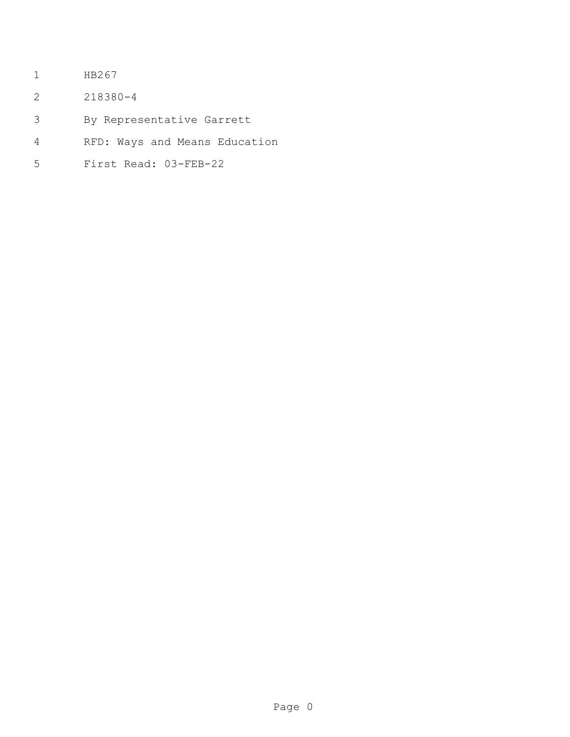HB267

218380-4

By Representative Garrett

RFD: Ways and Means Education

First Read: 03-FEB-22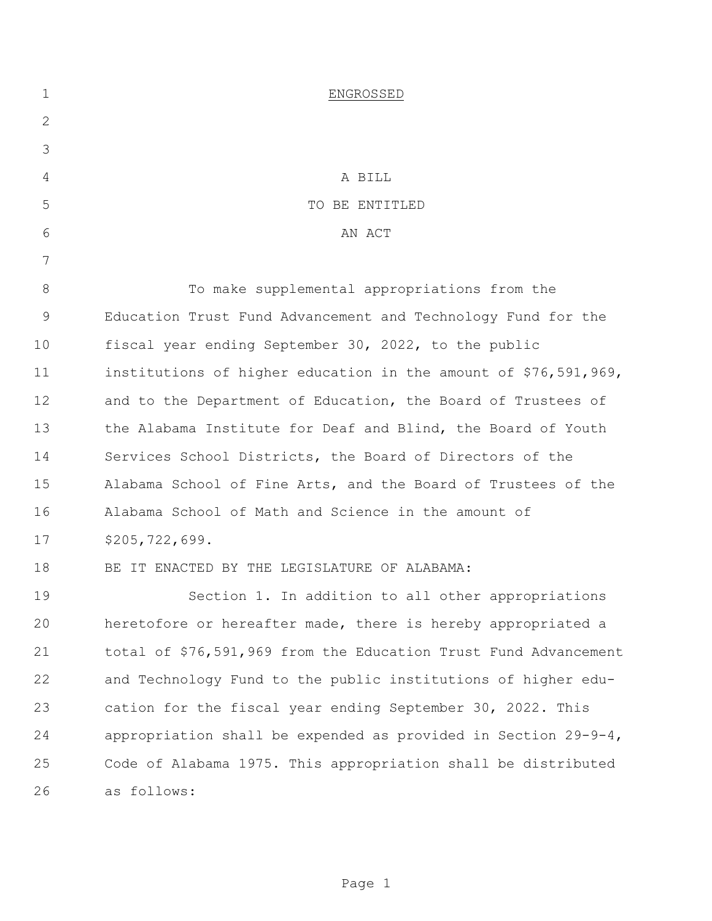ENGROSSED

A BILL
TO BE ENTITLED
AN ACT

To make supplemental appropriations from the Education Trust Fund Advancement and Technology Fund for the fiscal year ending September 30, 2022, to the public institutions of higher education in the amount of $76,591,969, and to the Department of Education, the Board of Trustees of the Alabama Institute for Deaf and Blind, the Board of Youth Services School Districts, the Board of Directors of the Alabama School of Fine Arts, and the Board of Trustees of the Alabama School of Math and Science in the amount of $205,722,699.

BE IT ENACTED BY THE LEGISLATURE OF ALABAMA:

Section 1. In addition to all other appropriations heretofore or hereafter made, there is hereby appropriated a total of $76,591,969 from the Education Trust Fund Advancement and Technology Fund to the public institutions of higher education for the fiscal year ending September 30, 2022. This appropriation shall be expended as provided in Section 29-9-4, Code of Alabama 1975. This appropriation shall be distributed as follows: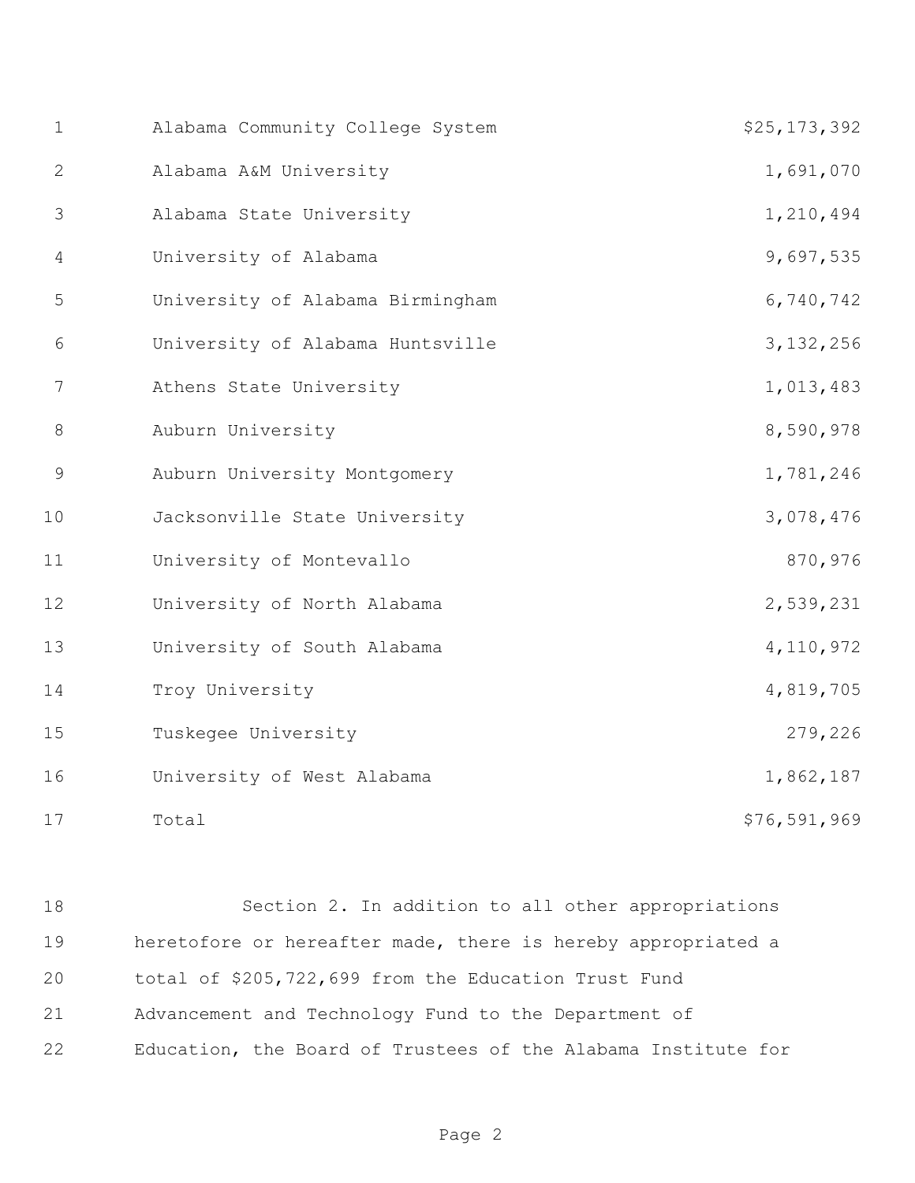| | |
|---|---|
| Alabama Community College System | $25,173,392 |
| Alabama A&M University | 1,691,070 |
| Alabama State University | 1,210,494 |
| University of Alabama | 9,697,535 |
| University of Alabama Birmingham | 6,740,742 |
| University of Alabama Huntsville | 3,132,256 |
| Athens State University | 1,013,483 |
| Auburn University | 8,590,978 |
| Auburn University Montgomery | 1,781,246 |
| Jacksonville State University | 3,078,476 |
| University of Montevallo | 870,976 |
| University of North Alabama | 2,539,231 |
| University of South Alabama | 4,110,972 |
| Troy University | 4,819,705 |
| Tuskegee University | 279,226 |
| University of West Alabama | 1,862,187 |
| Total | $76,591,969 |

Section 2. In addition to all other appropriations heretofore or hereafter made, there is hereby appropriated a total of $205,722,699 from the Education Trust Fund Advancement and Technology Fund to the Department of Education, the Board of Trustees of the Alabama Institute for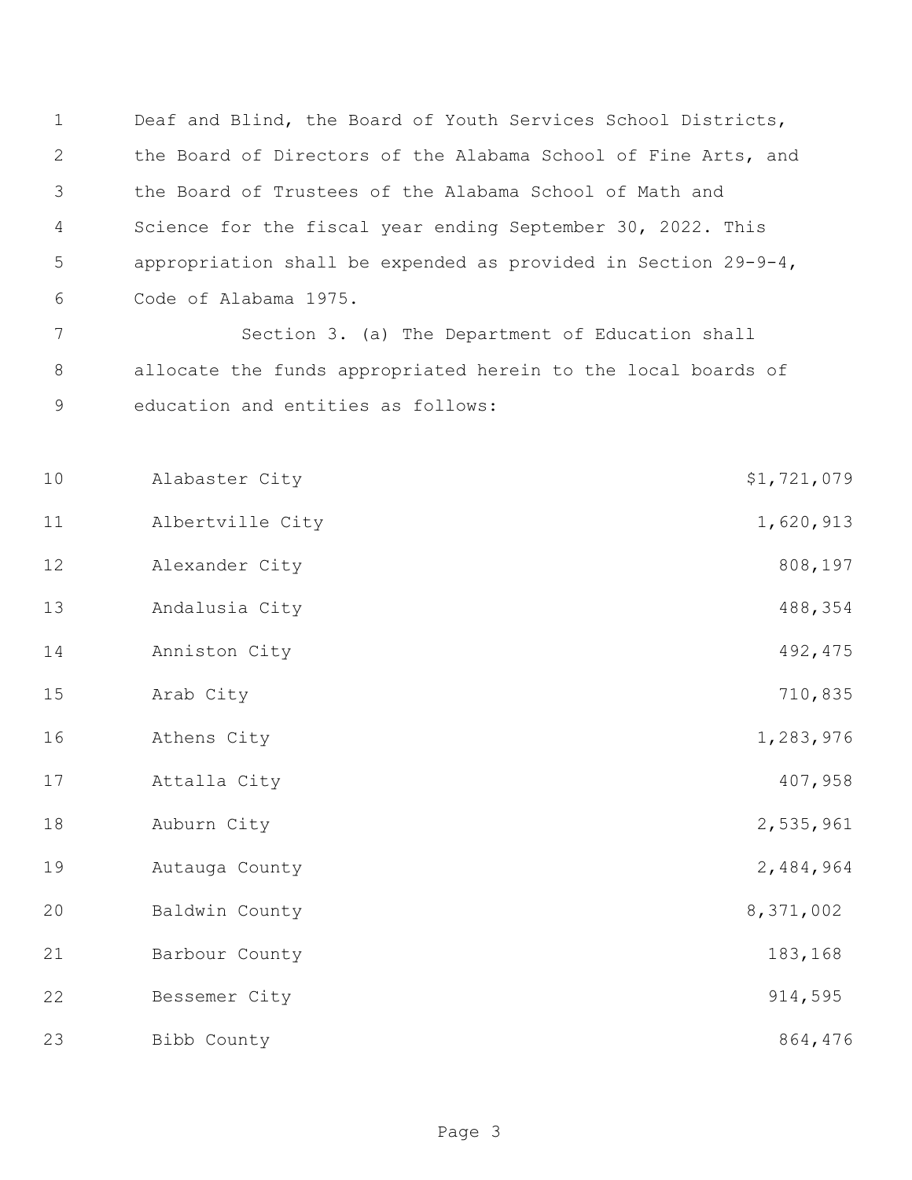Deaf and Blind, the Board of Youth Services School Districts, the Board of Directors of the Alabama School of Fine Arts, and the Board of Trustees of the Alabama School of Math and Science for the fiscal year ending September 30, 2022. This appropriation shall be expended as provided in Section 29-9-4, Code of Alabama 1975.

Section 3. (a) The Department of Education shall allocate the funds appropriated herein to the local boards of education and entities as follows:

| | |
|---|---:|
| Alabaster City | $1,721,079 |
| Albertville City | 1,620,913 |
| Alexander City | 808,197 |
| Andalusia City | 488,354 |
| Anniston City | 492,475 |
| Arab City | 710,835 |
| Athens City | 1,283,976 |
| Attalla City | 407,958 |
| Auburn City | 2,535,961 |
| Autauga County | 2,484,964 |
| Baldwin County | 8,371,002 |
| Barbour County | 183,168 |
| Bessemer City | 914,595 |
| Bibb County | 864,476 |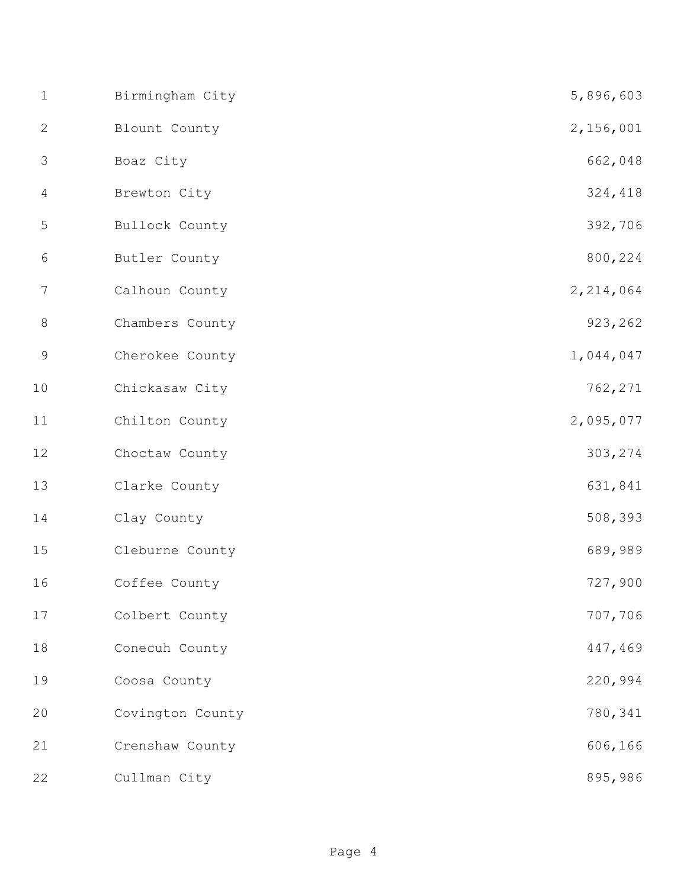| | |
|---|---|
| Birmingham City | 5,896,603 |
| Blount County | 2,156,001 |
| Boaz City | 662,048 |
| Brewton City | 324,418 |
| Bullock County | 392,706 |
| Butler County | 800,224 |
| Calhoun County | 2,214,064 |
| Chambers County | 923,262 |
| Cherokee County | 1,044,047 |
| Chickasaw City | 762,271 |
| Chilton County | 2,095,077 |
| Choctaw County | 303,274 |
| Clarke County | 631,841 |
| Clay County | 508,393 |
| Cleburne County | 689,989 |
| Coffee County | 727,900 |
| Colbert County | 707,706 |
| Conecuh County | 447,469 |
| Coosa County | 220,994 |
| Covington County | 780,341 |
| Crenshaw County | 606,166 |
| Cullman City | 895,986 |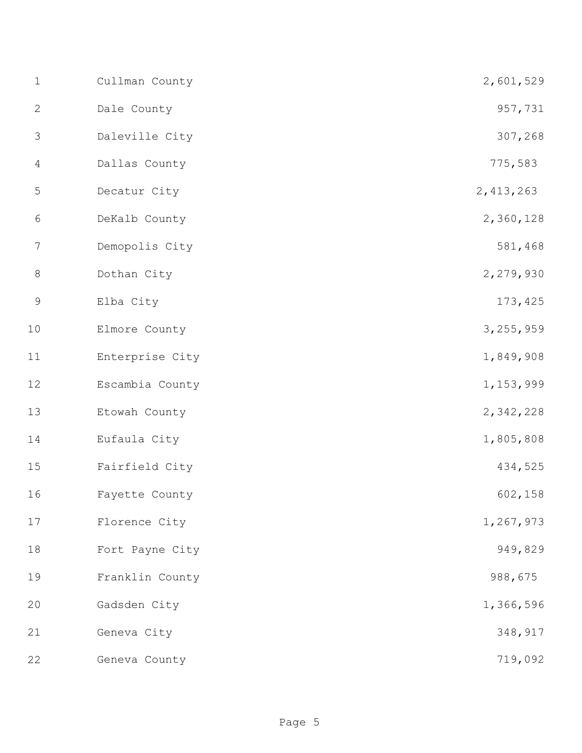| | |
|---|---|
| Cullman County | 2,601,529 |
| Dale County | 957,731 |
| Daleville City | 307,268 |
| Dallas County | 775,583 |
| Decatur City | 2,413,263 |
| DeKalb County | 2,360,128 |
| Demopolis City | 581,468 |
| Dothan City | 2,279,930 |
| Elba City | 173,425 |
| Elmore County | 3,255,959 |
| Enterprise City | 1,849,908 |
| Escambia County | 1,153,999 |
| Etowah County | 2,342,228 |
| Eufaula City | 1,805,808 |
| Fairfield City | 434,525 |
| Fayette County | 602,158 |
| Florence City | 1,267,973 |
| Fort Payne City | 949,829 |
| Franklin County | 988,675 |
| Gadsden City | 1,366,596 |
| Geneva City | 348,917 |
| Geneva County | 719,092 |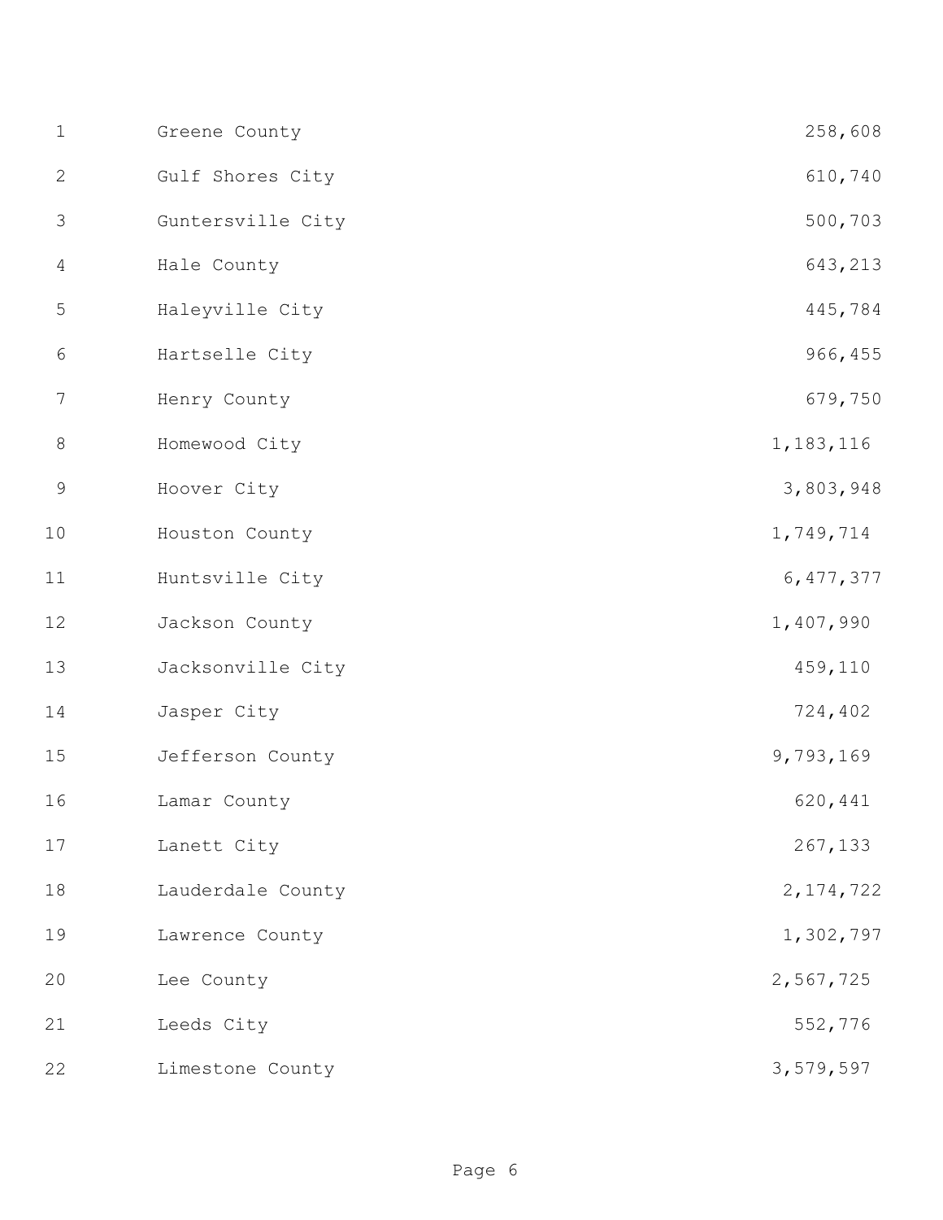| | | |
|---|---|---|
| 1 | Greene County | 258,608 |
| 2 | Gulf Shores City | 610,740 |
| 3 | Guntersville City | 500,703 |
| 4 | Hale County | 643,213 |
| 5 | Haleyville City | 445,784 |
| 6 | Hartselle City | 966,455 |
| 7 | Henry County | 679,750 |
| 8 | Homewood City | 1,183,116 |
| 9 | Hoover City | 3,803,948 |
| 10 | Houston County | 1,749,714 |
| 11 | Huntsville City | 6,477,377 |
| 12 | Jackson County | 1,407,990 |
| 13 | Jacksonville City | 459,110 |
| 14 | Jasper City | 724,402 |
| 15 | Jefferson County | 9,793,169 |
| 16 | Lamar County | 620,441 |
| 17 | Lanett City | 267,133 |
| 18 | Lauderdale County | 2,174,722 |
| 19 | Lawrence County | 1,302,797 |
| 20 | Lee County | 2,567,725 |
| 21 | Leeds City | 552,776 |
| 22 | Limestone County | 3,579,597 |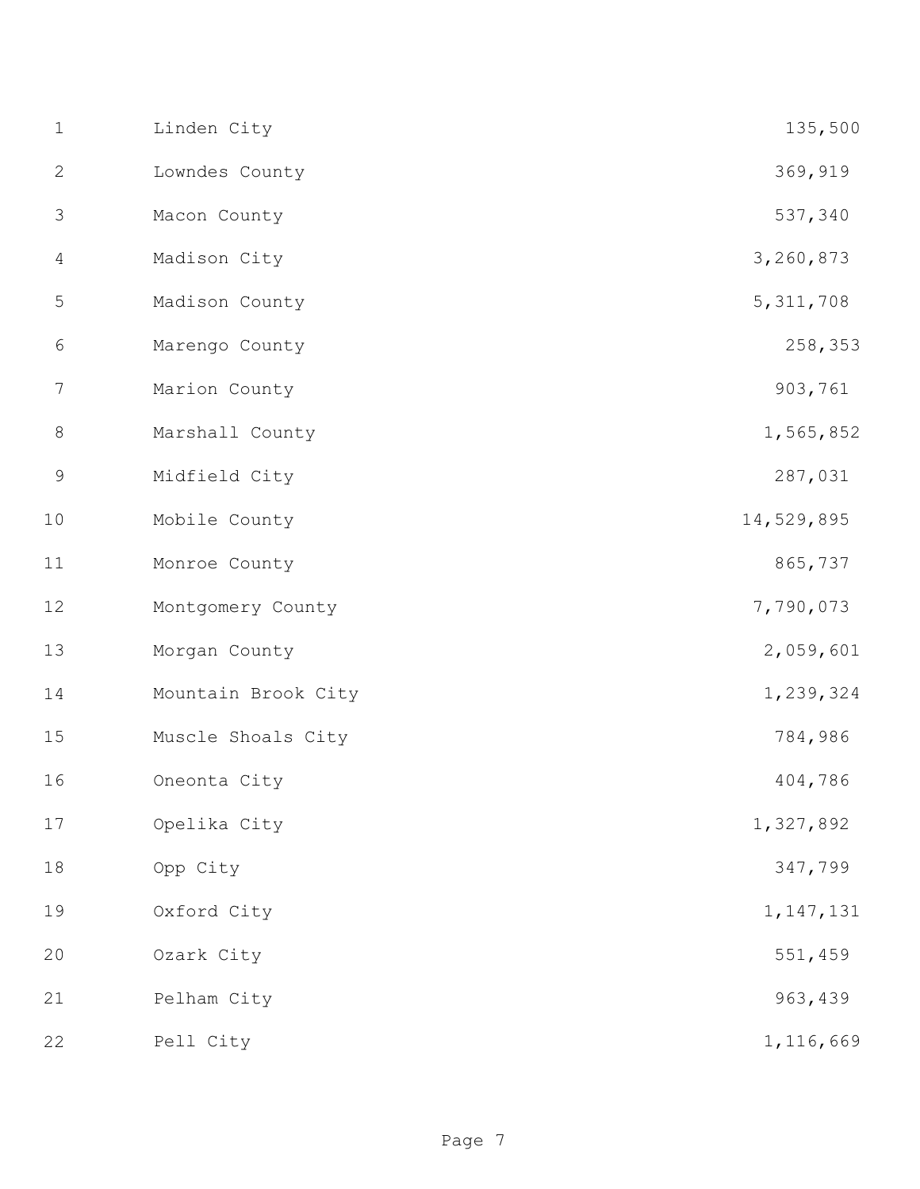| | |
|---|---|
| Linden City | 135,500 |
| Lowndes County | 369,919 |
| Macon County | 537,340 |
| Madison City | 3,260,873 |
| Madison County | 5,311,708 |
| Marengo County | 258,353 |
| Marion County | 903,761 |
| Marshall County | 1,565,852 |
| Midfield City | 287,031 |
| Mobile County | 14,529,895 |
| Monroe County | 865,737 |
| Montgomery County | 7,790,073 |
| Morgan County | 2,059,601 |
| Mountain Brook City | 1,239,324 |
| Muscle Shoals City | 784,986 |
| Oneonta City | 404,786 |
| Opelika City | 1,327,892 |
| Opp City | 347,799 |
| Oxford City | 1,147,131 |
| Ozark City | 551,459 |
| Pelham City | 963,439 |
| Pell City | 1,116,669 |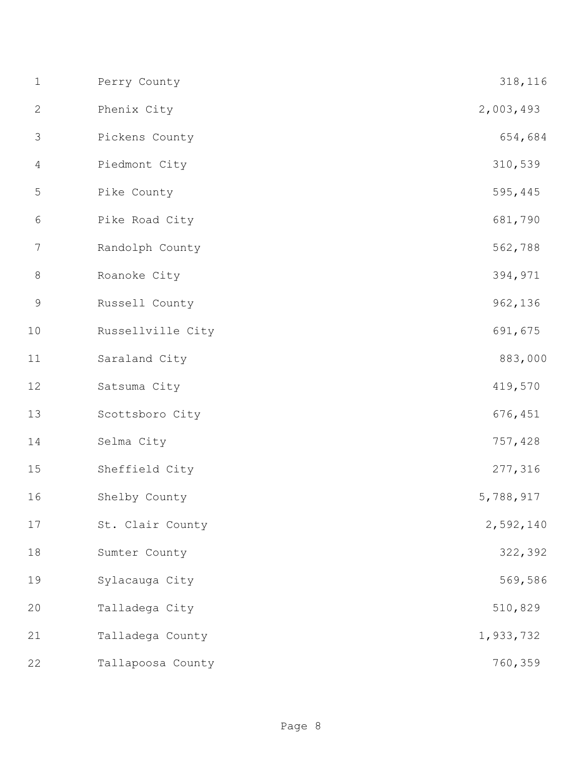| | |
|---|---|
| Perry County | 318,116 |
| Phenix City | 2,003,493 |
| Pickens County | 654,684 |
| Piedmont City | 310,539 |
| Pike County | 595,445 |
| Pike Road City | 681,790 |
| Randolph County | 562,788 |
| Roanoke City | 394,971 |
| Russell County | 962,136 |
| Russellville City | 691,675 |
| Saraland City | 883,000 |
| Satsuma City | 419,570 |
| Scottsboro City | 676,451 |
| Selma City | 757,428 |
| Sheffield City | 277,316 |
| Shelby County | 5,788,917 |
| St. Clair County | 2,592,140 |
| Sumter County | 322,392 |
| Sylacauga City | 569,586 |
| Talladega City | 510,829 |
| Talladega County | 1,933,732 |
| Tallapoosa County | 760,359 |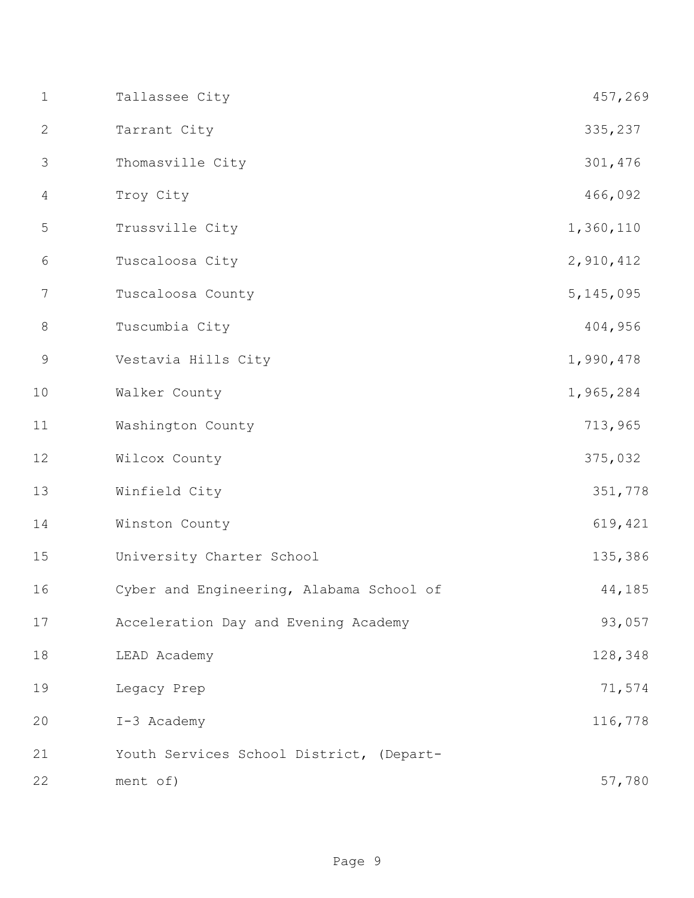| | |
|---|---|
| Tallassee City | 457,269 |
| Tarrant City | 335,237 |
| Thomasville City | 301,476 |
| Troy City | 466,092 |
| Trussville City | 1,360,110 |
| Tuscaloosa City | 2,910,412 |
| Tuscaloosa County | 5,145,095 |
| Tuscumbia City | 404,956 |
| Vestavia Hills City | 1,990,478 |
| Walker County | 1,965,284 |
| Washington County | 713,965 |
| Wilcox County | 375,032 |
| Winfield City | 351,778 |
| Winston County | 619,421 |
| University Charter School | 135,386 |
| Cyber and Engineering, Alabama School of | 44,185 |
| Acceleration Day and Evening Academy | 93,057 |
| LEAD Academy | 128,348 |
| Legacy Prep | 71,574 |
| I-3 Academy | 116,778 |
| Youth Services School District, (Department of) | 57,780 |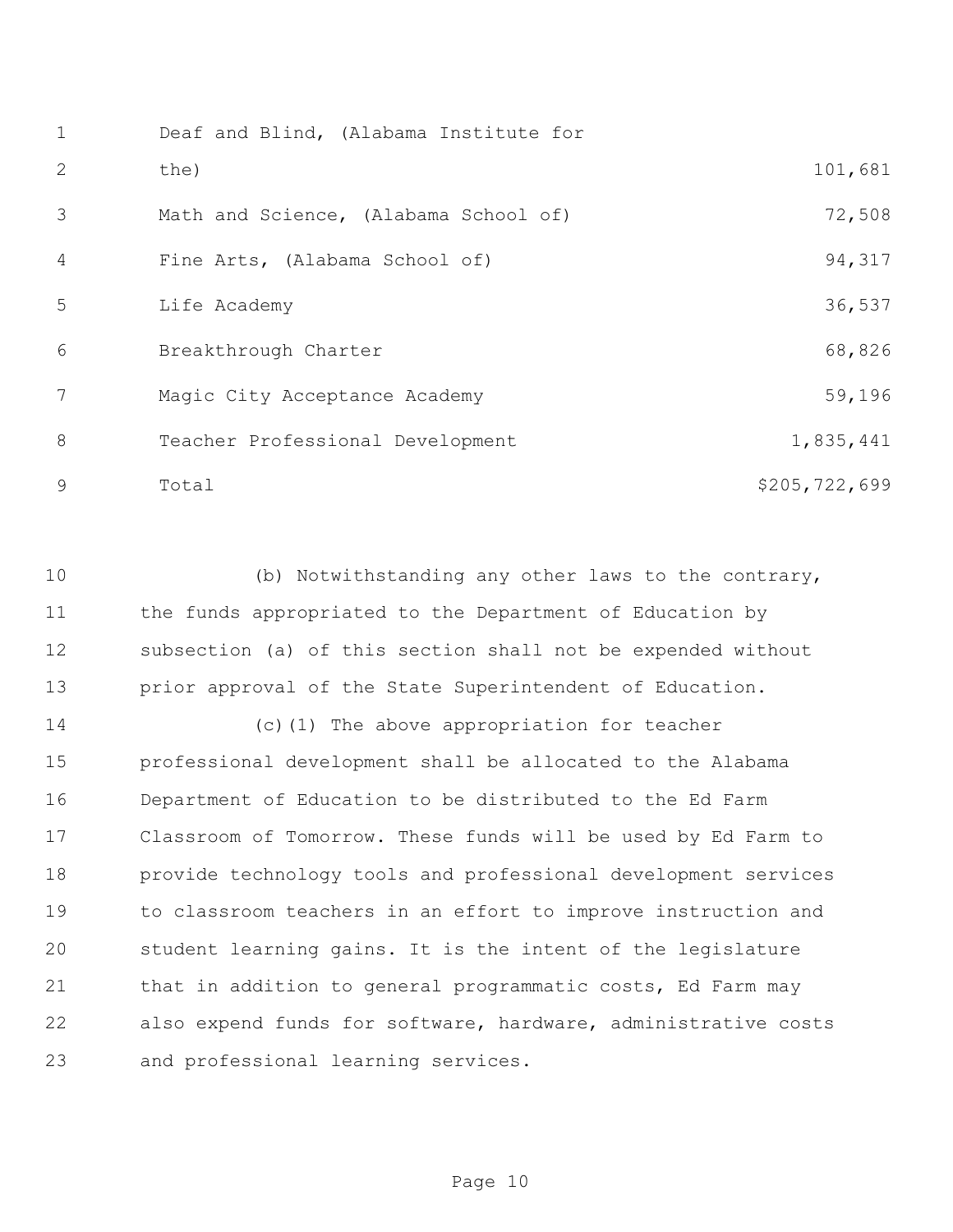| | |
|---|---|
| Deaf and Blind, (Alabama Institute for the) | 101,681 |
| Math and Science, (Alabama School of) | 72,508 |
| Fine Arts, (Alabama School of) | 94,317 |
| Life Academy | 36,537 |
| Breakthrough Charter | 68,826 |
| Magic City Acceptance Academy | 59,196 |
| Teacher Professional Development | 1,835,441 |
| Total | $205,722,699 |

(b) Notwithstanding any other laws to the contrary, the funds appropriated to the Department of Education by subsection (a) of this section shall not be expended without prior approval of the State Superintendent of Education.

(c)(1) The above appropriation for teacher professional development shall be allocated to the Alabama Department of Education to be distributed to the Ed Farm Classroom of Tomorrow. These funds will be used by Ed Farm to provide technology tools and professional development services to classroom teachers in an effort to improve instruction and student learning gains. It is the intent of the legislature that in addition to general programmatic costs, Ed Farm may also expend funds for software, hardware, administrative costs and professional learning services.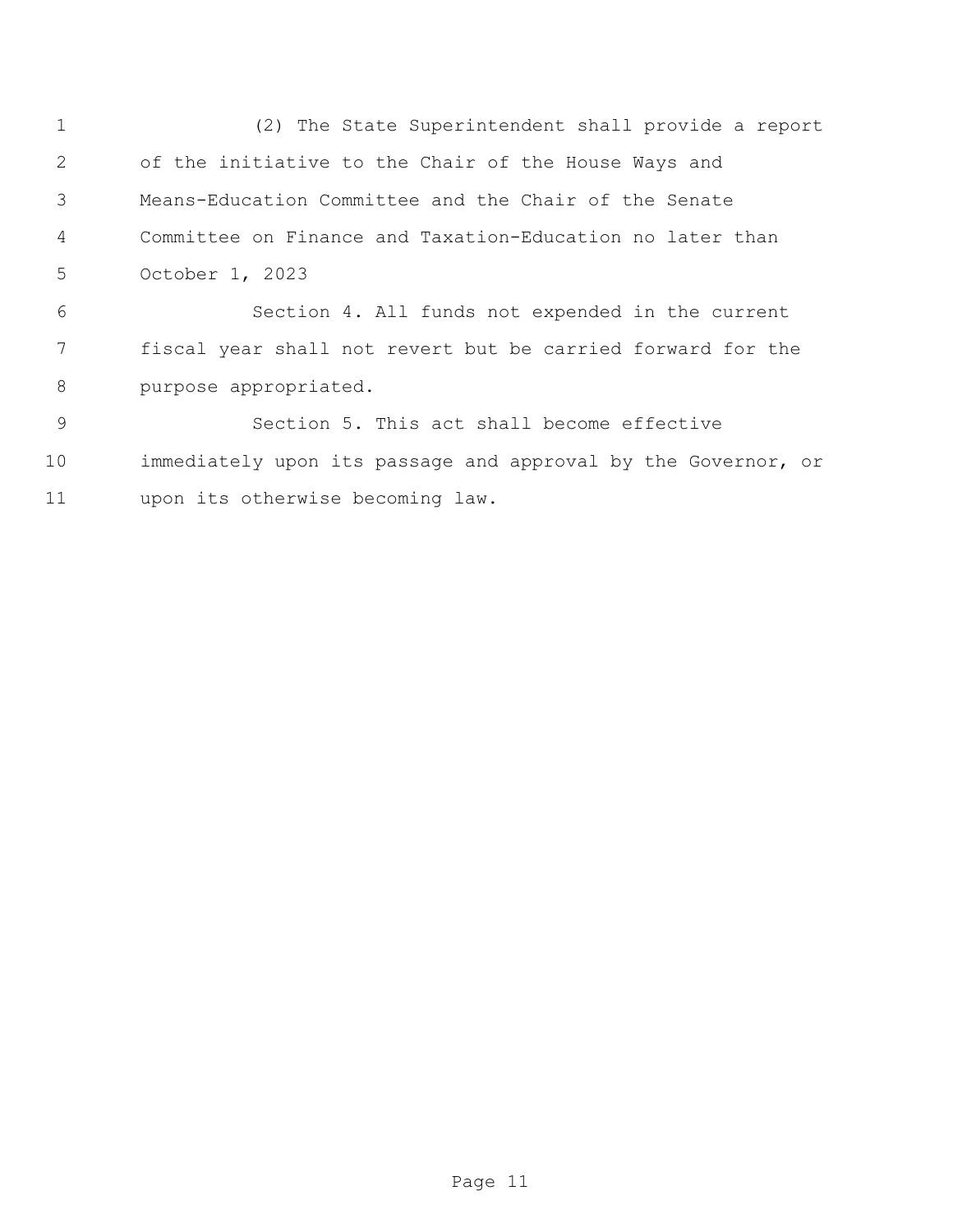(2) The State Superintendent shall provide a report of the initiative to the Chair of the House Ways and Means-Education Committee and the Chair of the Senate Committee on Finance and Taxation-Education no later than October 1, 2023

Section 4. All funds not expended in the current fiscal year shall not revert but be carried forward for the purpose appropriated.

Section 5. This act shall become effective immediately upon its passage and approval by the Governor, or upon its otherwise becoming law.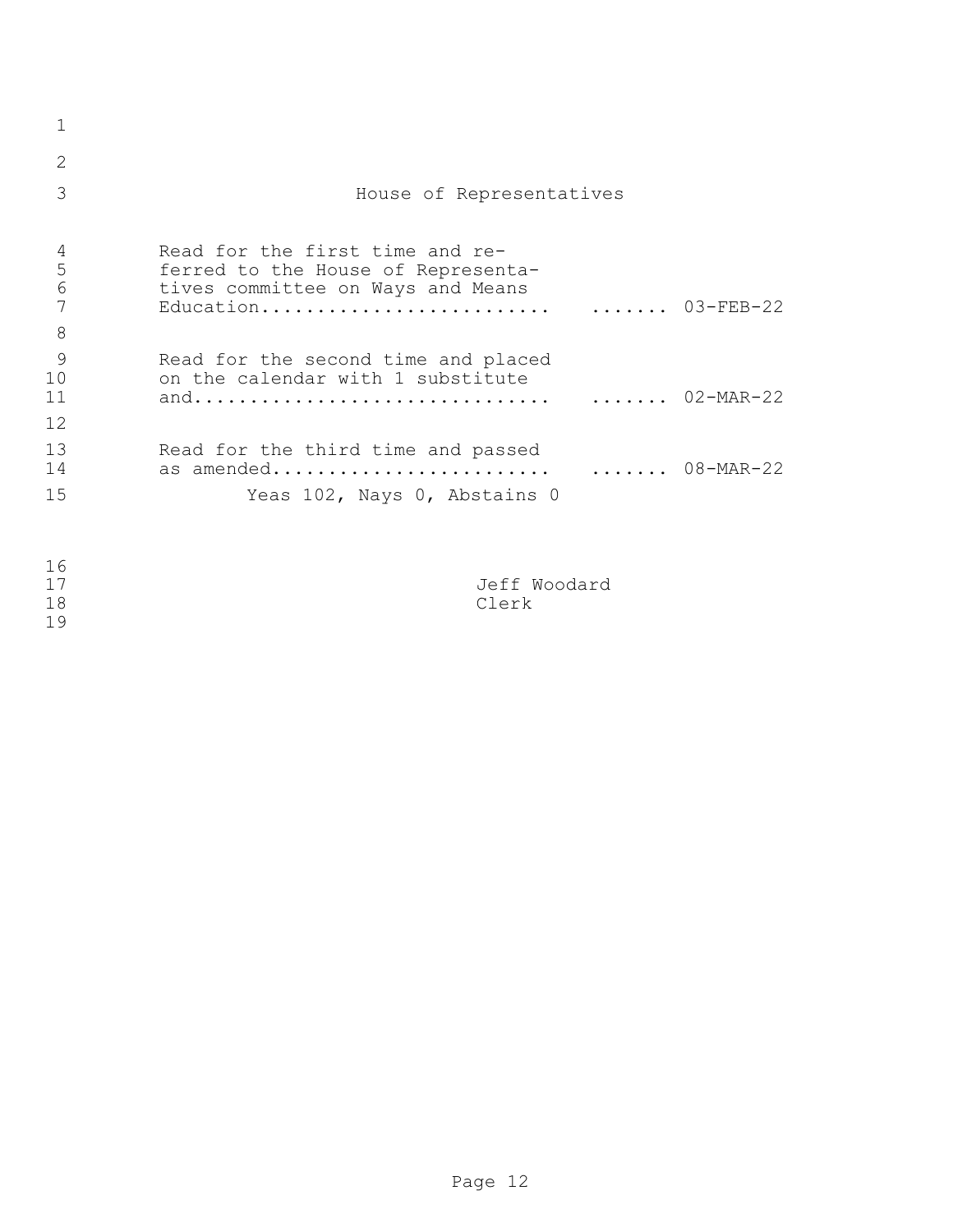House of Representatives

Read for the first time and referred to the House of Representatives committee on Ways and Means Education......................... ....... 03-FEB-22

Read for the second time and placed on the calendar with 1 substitute and............................... ....... 02-MAR-22

Read for the third time and passed as amended........................ ....... 08-MAR-22

Yeas 102, Nays 0, Abstains 0

Jeff Woodard
Clerk